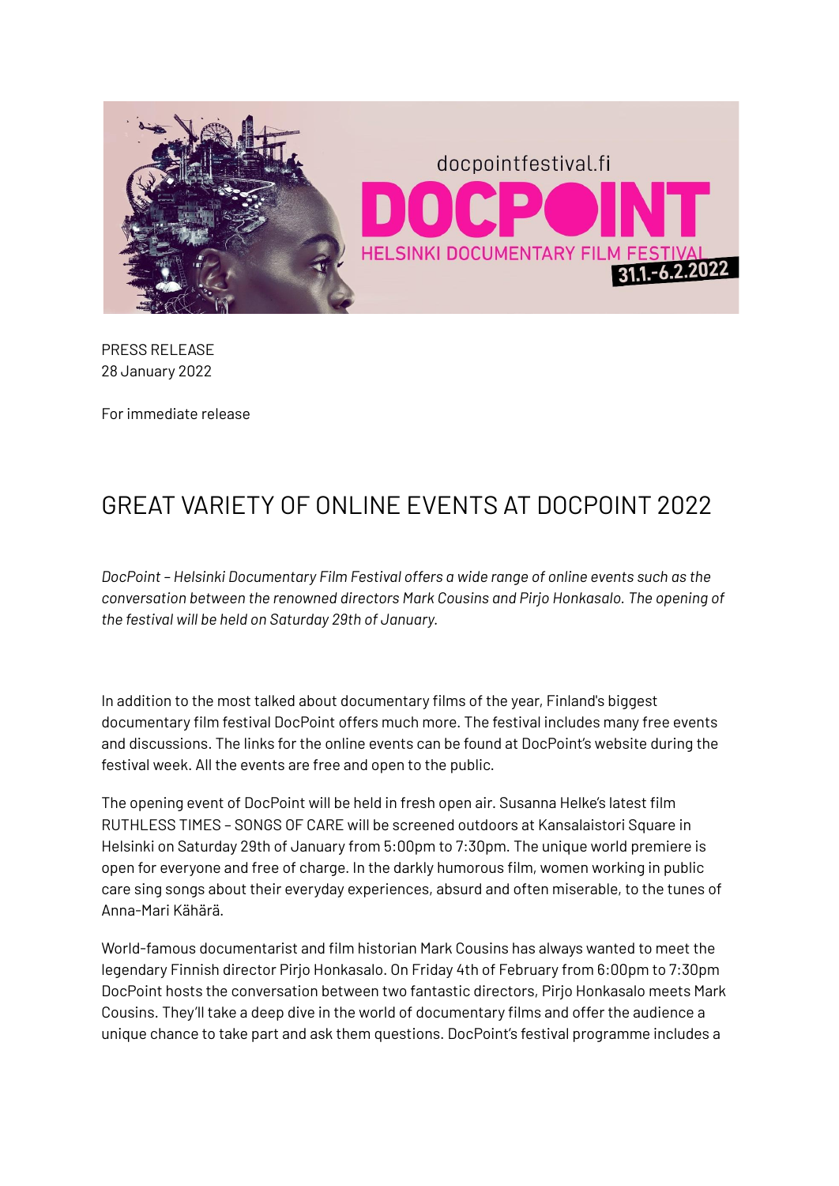PRESS RELEASE
28 January 2022

For immediate release

# GREAT VARIETY OF ONLINE EVENTS AT DOCPOINT 2022

*DocPoint – Helsinki Documentary Film Festival offers a wide range of online events such as the conversation between the renowned directors Mark Cousins and Pirjo Honkasalo. The opening of the festival will be held on Saturday 29th of January.*

In addition to the most talked about documentary films of the year, Finland's biggest documentary film festival DocPoint offers much more. The festival includes many free events and discussions. The links for the online events can be found at DocPoint's website during the festival week. All the events are free and open to the public.

The opening event of DocPoint will be held in fresh open air. Susanna Helke's latest film RUTHLESS TIMES – SONGS OF CARE will be screened outdoors at Kansalaistori Square in Helsinki on Saturday 29th of January from 5:00pm to 7:30pm. The unique world premiere is open for everyone and free of charge. In the darkly humorous film, women working in public care sing songs about their everyday experiences, absurd and often miserable, to the tunes of Anna-Mari Kähärä.

World-famous documentarist and film historian Mark Cousins has always wanted to meet the legendary Finnish director Pirjo Honkasalo. On Friday 4th of February from 6:00pm to 7:30pm DocPoint hosts the conversation between two fantastic directors, Pirjo Honkasalo meets Mark Cousins. They'll take a deep dive in the world of documentary films and offer the audience a unique chance to take part and ask them questions. DocPoint's festival programme includes a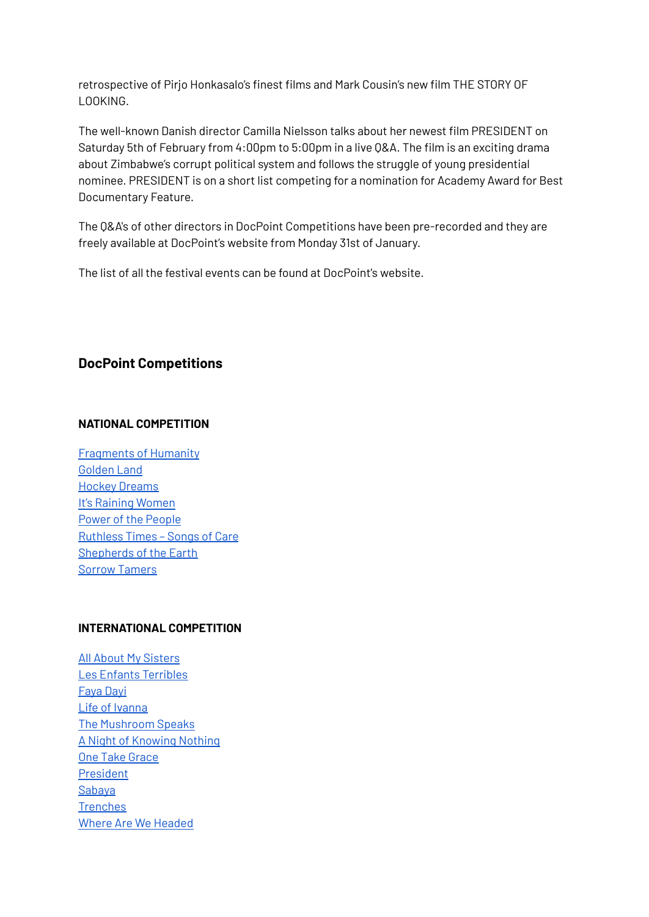retrospective of Pirjo Honkasalo's finest films and Mark Cousin's new film THE STORY OF LOOKING.

The well-known Danish director Camilla Nielsson talks about her newest film PRESIDENT on Saturday 5th of February from 4:00pm to 5:00pm in a live Q&A. The film is an exciting drama about Zimbabwe's corrupt political system and follows the struggle of young presidential nominee. PRESIDENT is on a short list competing for a nomination for Academy Award for Best Documentary Feature.

The Q&A's of other directors in DocPoint Competitions have been pre-recorded and they are freely available at DocPoint's website from Monday 31st of January.

The list of all the festival events can be found at DocPoint's website.

## DocPoint Competitions

### NATIONAL COMPETITION

Fragments of Humanity
Golden Land
Hockey Dreams
It's Raining Women
Power of the People
Ruthless Times – Songs of Care
Shepherds of the Earth
Sorrow Tamers

### INTERNATIONAL COMPETITION

All About My Sisters
Les Enfants Terribles
Faya Dayi
Life of Ivanna
The Mushroom Speaks
A Night of Knowing Nothing
One Take Grace
President
Sabaya
Trenches
Where Are We Headed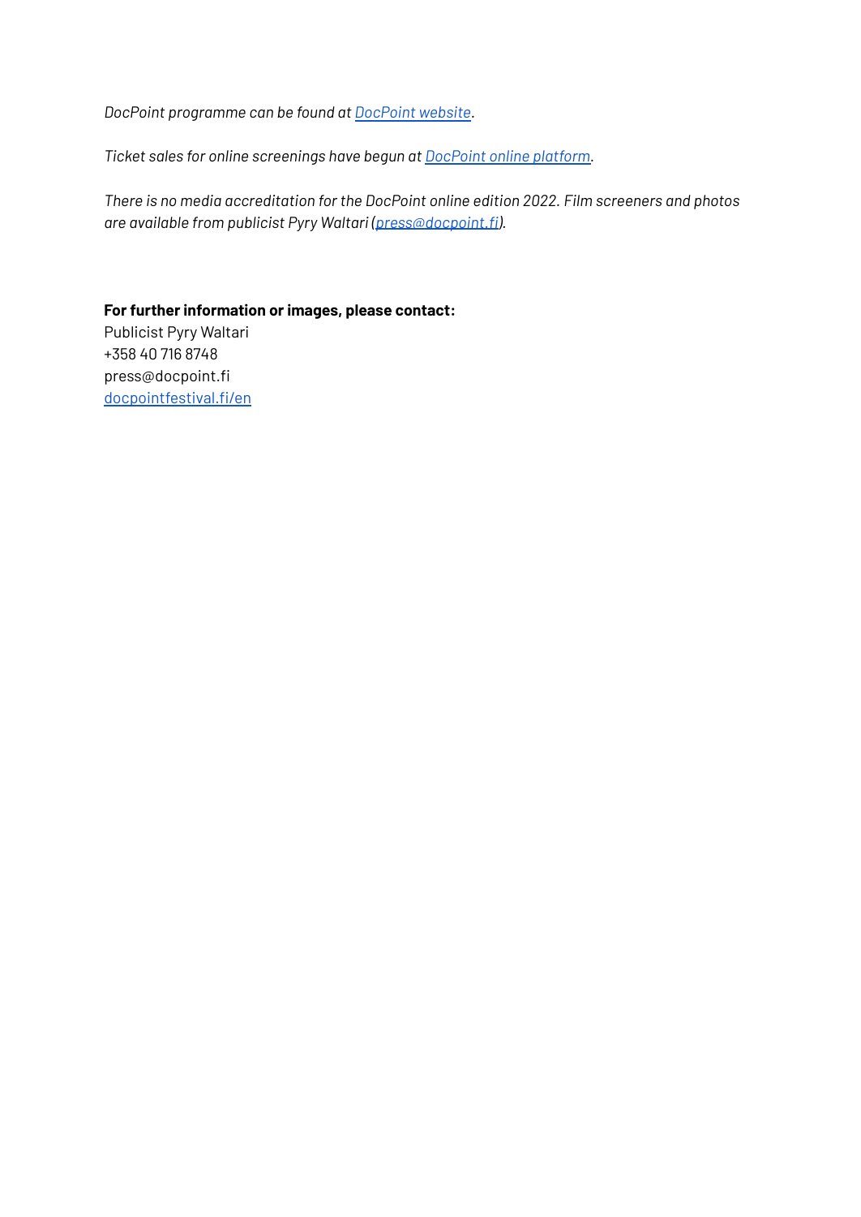*DocPoint programme can be found at [DocPoint website](#).*

*Ticket sales for online screenings have begun at [DocPoint online platform](#).*

*There is no media accreditation for the DocPoint online edition 2022. Film screeners and photos are available from publicist Pyry Waltari ([press@docpoint.fi](mailto:press@docpoint.fi)).*

**For further information or images, please contact:**
Publicist Pyry Waltari
+358 40 716 8748
press@docpoint.fi
[docpointfestival.fi/en](#)